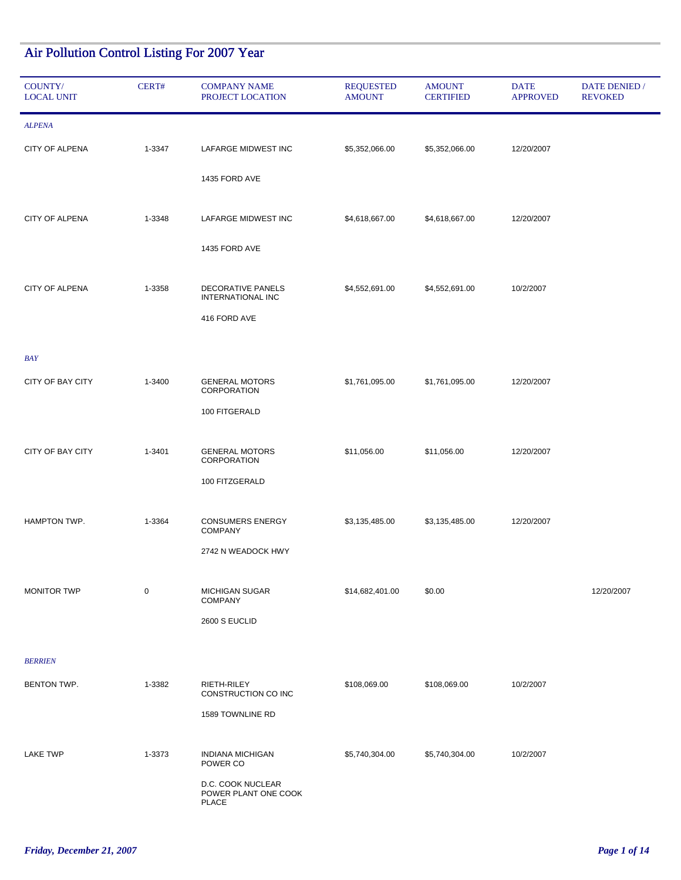# Air Pollution Control Listing For 2007 Year

| COUNTY/ LOCAL UNIT | CERT# | COMPANY NAME PROJECT LOCATION | REQUESTED AMOUNT | AMOUNT CERTIFIED | DATE APPROVED | DATE DENIED / REVOKED |
|---|---|---|---|---|---|---|
| *ALPENA* | | | | | | |
| CITY OF ALPENA | 1-3347 | LAFARGE MIDWEST INC<br>1435 FORD AVE | $5,352,066.00 | $5,352,066.00 | 12/20/2007 | |
| CITY OF ALPENA | 1-3348 | LAFARGE MIDWEST INC<br>1435 FORD AVE | $4,618,667.00 | $4,618,667.00 | 12/20/2007 | |
| CITY OF ALPENA | 1-3358 | DECORATIVE PANELS INTERNATIONAL INC<br>416 FORD AVE | $4,552,691.00 | $4,552,691.00 | 10/2/2007 | |
| *BAY* | | | | | | |
| CITY OF BAY CITY | 1-3400 | GENERAL MOTORS CORPORATION<br>100 FITGERALD | $1,761,095.00 | $1,761,095.00 | 12/20/2007 | |
| CITY OF BAY CITY | 1-3401 | GENERAL MOTORS CORPORATION<br>100 FITZGERALD | $11,056.00 | $11,056.00 | 12/20/2007 | |
| HAMPTON TWP. | 1-3364 | CONSUMERS ENERGY COMPANY<br>2742 N WEADOCK HWY | $3,135,485.00 | $3,135,485.00 | 12/20/2007 | |
| MONITOR TWP | 0 | MICHIGAN SUGAR COMPANY<br>2600 S EUCLID | $14,682,401.00 | $0.00 | | 12/20/2007 |
| *BERRIEN* | | | | | | |
| BENTON TWP. | 1-3382 | RIETH-RILEY CONSTRUCTION CO INC<br>1589 TOWNLINE RD | $108,069.00 | $108,069.00 | 10/2/2007 | |
| LAKE TWP | 1-3373 | INDIANA MICHIGAN POWER CO<br>D.C. COOK NUCLEAR POWER PLANT ONE COOK PLACE | $5,740,304.00 | $5,740,304.00 | 10/2/2007 | |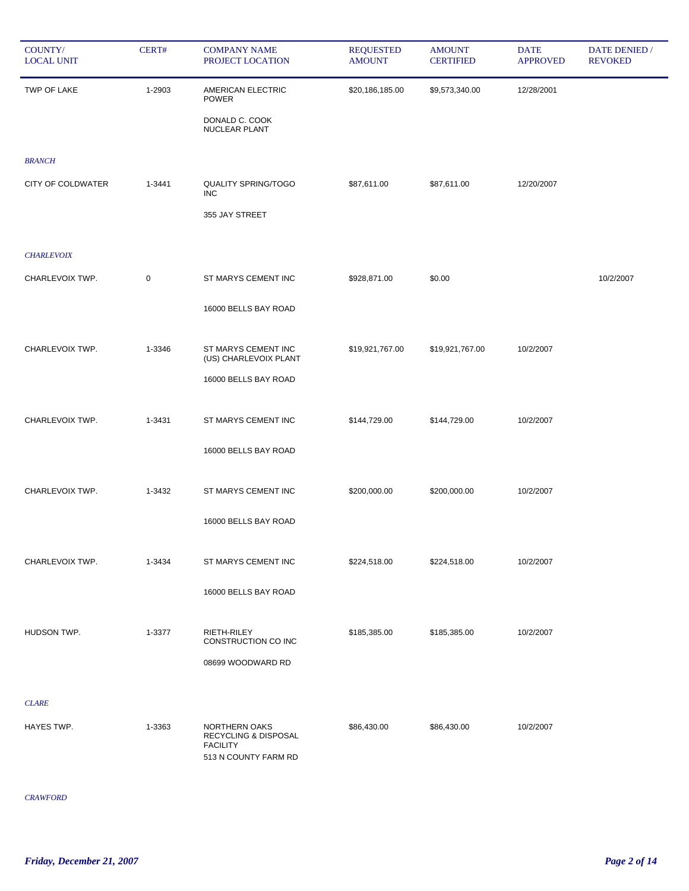| COUNTY/ LOCAL UNIT | CERT# | COMPANY NAME PROJECT LOCATION | REQUESTED AMOUNT | AMOUNT CERTIFIED | DATE APPROVED | DATE DENIED / REVOKED |
|---|---|---|---|---|---|---|
| TWP OF LAKE | 1-2903 | AMERICAN ELECTRIC POWER<br>DONALD C. COOK NUCLEAR PLANT | $20,186,185.00 | $9,573,340.00 | 12/28/2001 | |
| *BRANCH* | | | | | | |
| CITY OF COLDWATER | 1-3441 | QUALITY SPRING/TOGO INC<br>355 JAY STREET | $87,611.00 | $87,611.00 | 12/20/2007 | |
| *CHARLEVOIX* | | | | | | |
| CHARLEVOIX TWP. | 0 | ST MARYS CEMENT INC<br>16000 BELLS BAY ROAD | $928,871.00 | $0.00 | | 10/2/2007 |
| CHARLEVOIX TWP. | 1-3346 | ST MARYS CEMENT INC (US) CHARLEVOIX PLANT<br>16000 BELLS BAY ROAD | $19,921,767.00 | $19,921,767.00 | 10/2/2007 | |
| CHARLEVOIX TWP. | 1-3431 | ST MARYS CEMENT INC<br>16000 BELLS BAY ROAD | $144,729.00 | $144,729.00 | 10/2/2007 | |
| CHARLEVOIX TWP. | 1-3432 | ST MARYS CEMENT INC<br>16000 BELLS BAY ROAD | $200,000.00 | $200,000.00 | 10/2/2007 | |
| CHARLEVOIX TWP. | 1-3434 | ST MARYS CEMENT INC<br>16000 BELLS BAY ROAD | $224,518.00 | $224,518.00 | 10/2/2007 | |
| HUDSON TWP. | 1-3377 | RIETH-RILEY CONSTRUCTION CO INC<br>08699 WOODWARD RD | $185,385.00 | $185,385.00 | 10/2/2007 | |
| *CLARE* | | | | | | |
| HAYES TWP. | 1-3363 | NORTHERN OAKS RECYCLING & DISPOSAL FACILITY<br>513 N COUNTY FARM RD | $86,430.00 | $86,430.00 | 10/2/2007 | |
| *CRAWFORD* | | | | | | |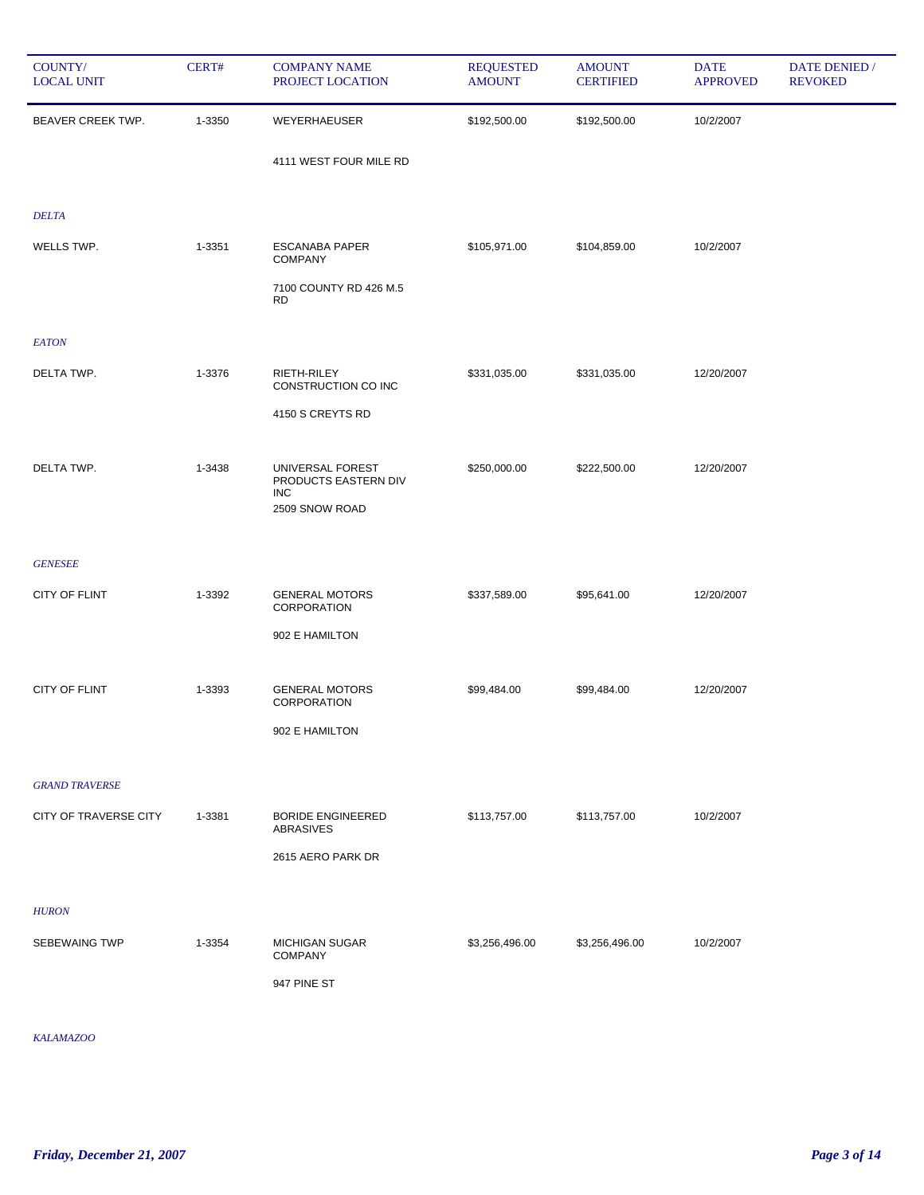| COUNTY/ LOCAL UNIT | CERT# | COMPANY NAME PROJECT LOCATION | REQUESTED AMOUNT | AMOUNT CERTIFIED | DATE APPROVED | DATE DENIED / REVOKED |
|---|---|---|---|---|---|---|
| BEAVER CREEK TWP. | 1-3350 | WEYERHAEUSER<br>4111 WEST FOUR MILE RD | $192,500.00 | $192,500.00 | 10/2/2007 | |
| *DELTA* | | | | | | |
| WELLS TWP. | 1-3351 | ESCANABA PAPER COMPANY<br>7100 COUNTY RD 426 M.5 RD | $105,971.00 | $104,859.00 | 10/2/2007 | |
| *EATON* | | | | | | |
| DELTA TWP. | 1-3376 | RIETH-RILEY CONSTRUCTION CO INC<br>4150 S CREYTS RD | $331,035.00 | $331,035.00 | 12/20/2007 | |
| DELTA TWP. | 1-3438 | UNIVERSAL FOREST PRODUCTS EASTERN DIV INC<br>2509 SNOW ROAD | $250,000.00 | $222,500.00 | 12/20/2007 | |
| *GENESEE* | | | | | | |
| CITY OF FLINT | 1-3392 | GENERAL MOTORS CORPORATION<br>902 E HAMILTON | $337,589.00 | $95,641.00 | 12/20/2007 | |
| CITY OF FLINT | 1-3393 | GENERAL MOTORS CORPORATION<br>902 E HAMILTON | $99,484.00 | $99,484.00 | 12/20/2007 | |
| *GRAND TRAVERSE* | | | | | | |
| CITY OF TRAVERSE CITY | 1-3381 | BORIDE ENGINEERED ABRASIVES<br>2615 AERO PARK DR | $113,757.00 | $113,757.00 | 10/2/2007 | |
| *HURON* | | | | | | |
| SEBEWAING TWP | 1-3354 | MICHIGAN SUGAR COMPANY<br>947 PINE ST | $3,256,496.00 | $3,256,496.00 | 10/2/2007 | |
| *KALAMAZOO* | | | | | | |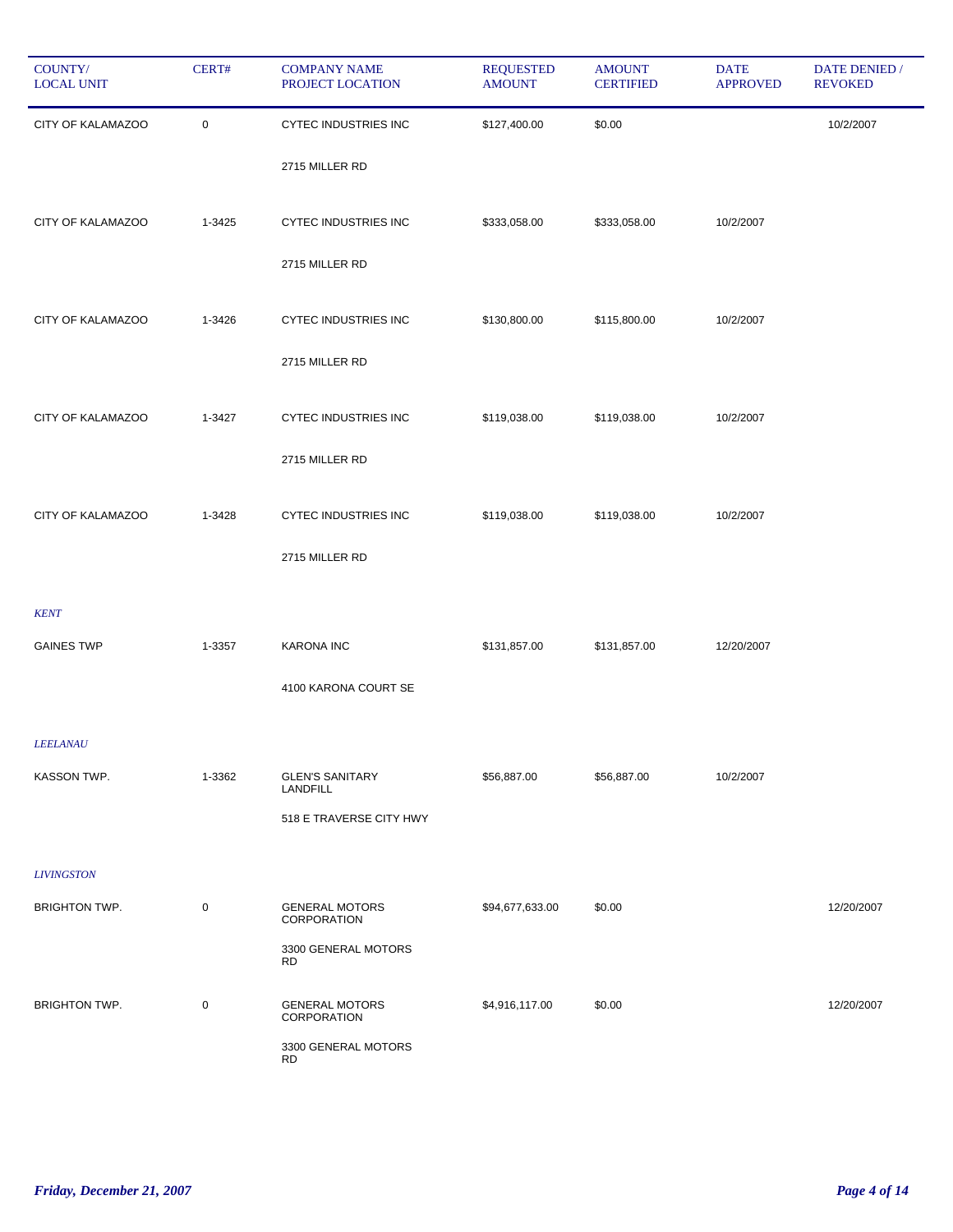| COUNTY/ LOCAL UNIT | CERT# | COMPANY NAME PROJECT LOCATION | REQUESTED AMOUNT | AMOUNT CERTIFIED | DATE APPROVED | DATE DENIED / REVOKED |
|---|---|---|---|---|---|---|
| CITY OF KALAMAZOO | 0 | CYTEC INDUSTRIES INC<br>2715 MILLER RD | $127,400.00 | $0.00 | | 10/2/2007 |
| CITY OF KALAMAZOO | 1-3425 | CYTEC INDUSTRIES INC<br>2715 MILLER RD | $333,058.00 | $333,058.00 | 10/2/2007 | |
| CITY OF KALAMAZOO | 1-3426 | CYTEC INDUSTRIES INC<br>2715 MILLER RD | $130,800.00 | $115,800.00 | 10/2/2007 | |
| CITY OF KALAMAZOO | 1-3427 | CYTEC INDUSTRIES INC<br>2715 MILLER RD | $119,038.00 | $119,038.00 | 10/2/2007 | |
| CITY OF KALAMAZOO | 1-3428 | CYTEC INDUSTRIES INC<br>2715 MILLER RD | $119,038.00 | $119,038.00 | 10/2/2007 | |
| ***KENT*** | | | | | | |
| GAINES TWP | 1-3357 | KARONA INC<br>4100 KARONA COURT SE | $131,857.00 | $131,857.00 | 12/20/2007 | |
| ***LEELANAU*** | | | | | | |
| KASSON TWP. | 1-3362 | GLEN'S SANITARY LANDFILL<br>518 E TRAVERSE CITY HWY | $56,887.00 | $56,887.00 | 10/2/2007 | |
| ***LIVINGSTON*** | | | | | | |
| BRIGHTON TWP. | 0 | GENERAL MOTORS CORPORATION<br>3300 GENERAL MOTORS RD | $94,677,633.00 | $0.00 | | 12/20/2007 |
| BRIGHTON TWP. | 0 | GENERAL MOTORS CORPORATION<br>3300 GENERAL MOTORS RD | $4,916,117.00 | $0.00 | | 12/20/2007 |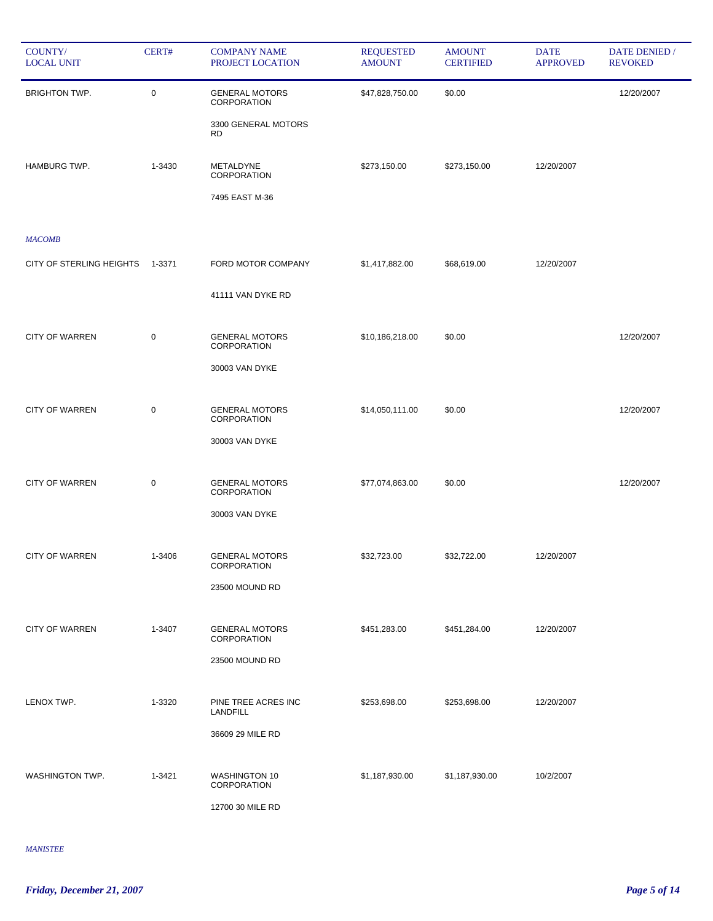| COUNTY/ LOCAL UNIT | CERT# | COMPANY NAME PROJECT LOCATION | REQUESTED AMOUNT | AMOUNT CERTIFIED | DATE APPROVED | DATE DENIED / REVOKED |
|---|---|---|---|---|---|---|
| BRIGHTON TWP. | 0 | GENERAL MOTORS CORPORATION<br>3300 GENERAL MOTORS RD | $47,828,750.00 | $0.00 | | 12/20/2007 |
| HAMBURG TWP. | 1-3430 | METALDYNE CORPORATION<br>7495 EAST M-36 | $273,150.00 | $273,150.00 | 12/20/2007 | |
| *MACOMB* | | | | | | |
| CITY OF STERLING HEIGHTS | 1-3371 | FORD MOTOR COMPANY<br>41111 VAN DYKE RD | $1,417,882.00 | $68,619.00 | 12/20/2007 | |
| CITY OF WARREN | 0 | GENERAL MOTORS CORPORATION<br>30003 VAN DYKE | $10,186,218.00 | $0.00 | | 12/20/2007 |
| CITY OF WARREN | 0 | GENERAL MOTORS CORPORATION<br>30003 VAN DYKE | $14,050,111.00 | $0.00 | | 12/20/2007 |
| CITY OF WARREN | 0 | GENERAL MOTORS CORPORATION<br>30003 VAN DYKE | $77,074,863.00 | $0.00 | | 12/20/2007 |
| CITY OF WARREN | 1-3406 | GENERAL MOTORS CORPORATION<br>23500 MOUND RD | $32,723.00 | $32,722.00 | 12/20/2007 | |
| CITY OF WARREN | 1-3407 | GENERAL MOTORS CORPORATION<br>23500 MOUND RD | $451,283.00 | $451,284.00 | 12/20/2007 | |
| LENOX TWP. | 1-3320 | PINE TREE ACRES INC LANDFILL<br>36609 29 MILE RD | $253,698.00 | $253,698.00 | 12/20/2007 | |
| WASHINGTON TWP. | 1-3421 | WASHINGTON 10 CORPORATION<br>12700 30 MILE RD | $1,187,930.00 | $1,187,930.00 | 10/2/2007 | |
| *MANISTEE* | | | | | | |

*Friday, December 21, 2007*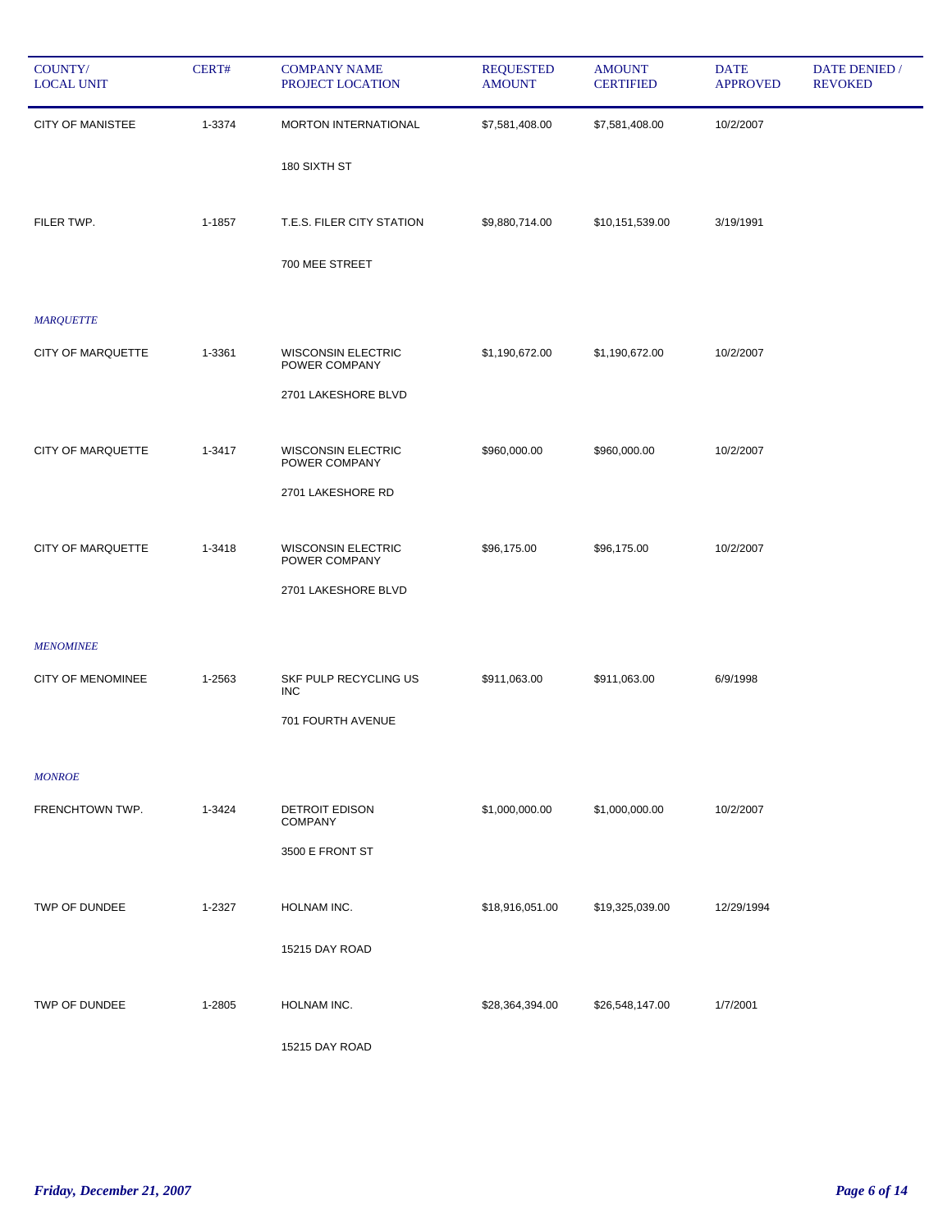| COUNTY/ LOCAL UNIT | CERT# | COMPANY NAME PROJECT LOCATION | REQUESTED AMOUNT | AMOUNT CERTIFIED | DATE APPROVED | DATE DENIED / REVOKED |
|---|---|---|---|---|---|---|
| CITY OF MANISTEE | 1-3374 | MORTON INTERNATIONAL | $7,581,408.00 | $7,581,408.00 | 10/2/2007 | |
| | | 180 SIXTH ST | | | | |
| FILER TWP. | 1-1857 | T.E.S. FILER CITY STATION | $9,880,714.00 | $10,151,539.00 | 3/19/1991 | |
| | | 700 MEE STREET | | | | |
| *MARQUETTE* | | | | | | |
| CITY OF MARQUETTE | 1-3361 | WISCONSIN ELECTRIC POWER COMPANY | $1,190,672.00 | $1,190,672.00 | 10/2/2007 | |
| | | 2701 LAKESHORE BLVD | | | | |
| CITY OF MARQUETTE | 1-3417 | WISCONSIN ELECTRIC POWER COMPANY | $960,000.00 | $960,000.00 | 10/2/2007 | |
| | | 2701 LAKESHORE RD | | | | |
| CITY OF MARQUETTE | 1-3418 | WISCONSIN ELECTRIC POWER COMPANY | $96,175.00 | $96,175.00 | 10/2/2007 | |
| | | 2701 LAKESHORE BLVD | | | | |
| *MENOMINEE* | | | | | | |
| CITY OF MENOMINEE | 1-2563 | SKF PULP RECYCLING US INC | $911,063.00 | $911,063.00 | 6/9/1998 | |
| | | 701 FOURTH AVENUE | | | | |
| *MONROE* | | | | | | |
| FRENCHTOWN TWP. | 1-3424 | DETROIT EDISON COMPANY | $1,000,000.00 | $1,000,000.00 | 10/2/2007 | |
| | | 3500 E FRONT ST | | | | |
| TWP OF DUNDEE | 1-2327 | HOLNAM INC. | $18,916,051.00 | $19,325,039.00 | 12/29/1994 | |
| | | 15215 DAY ROAD | | | | |
| TWP OF DUNDEE | 1-2805 | HOLNAM INC. | $28,364,394.00 | $26,548,147.00 | 1/7/2001 | |
| | | 15215 DAY ROAD | | | | |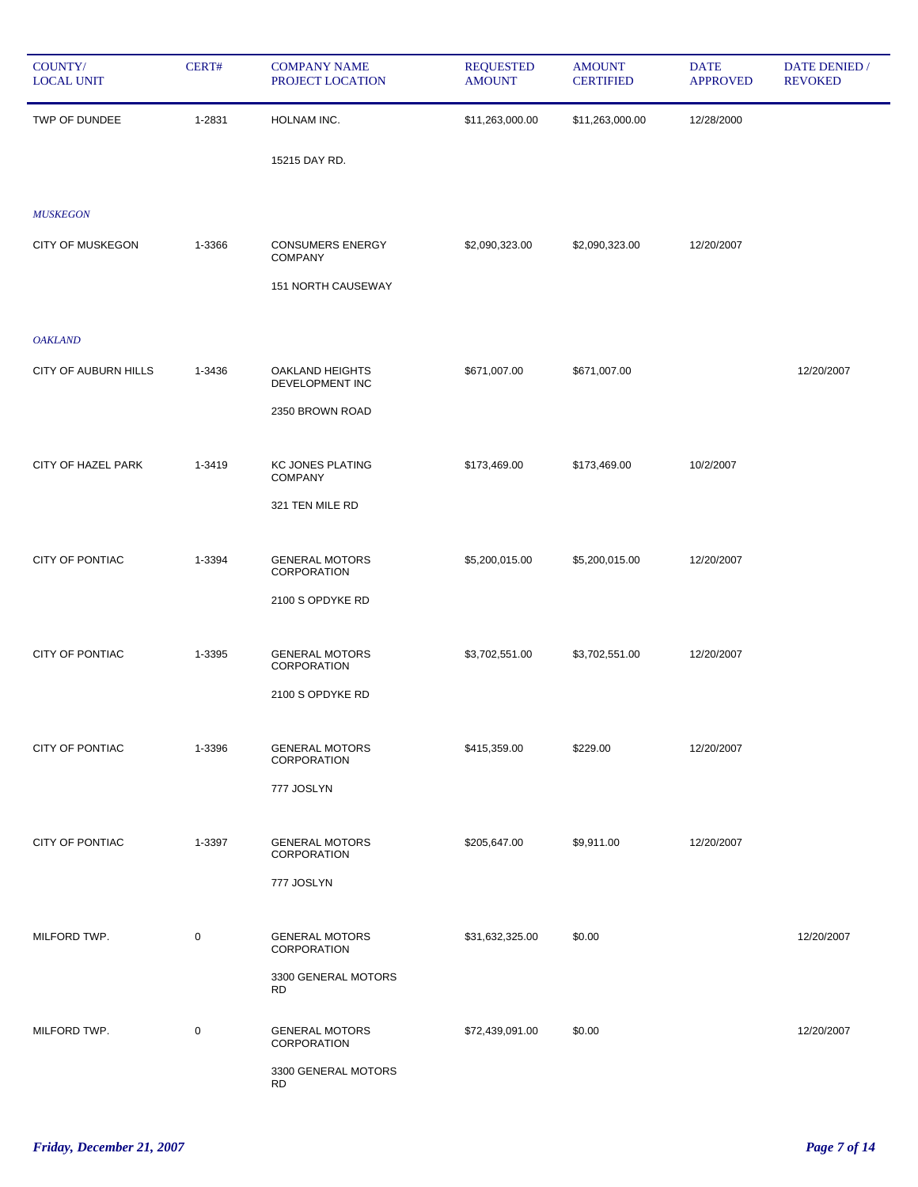| COUNTY/ LOCAL UNIT | CERT# | COMPANY NAME PROJECT LOCATION | REQUESTED AMOUNT | AMOUNT CERTIFIED | DATE APPROVED | DATE DENIED / REVOKED |
|---|---|---|---|---|---|---|
| TWP OF DUNDEE | 1-2831 | HOLNAM INC.<br>15215 DAY RD. | $11,263,000.00 | $11,263,000.00 | 12/28/2000 | |
| ***MUSKEGON*** | | | | | | |
| CITY OF MUSKEGON | 1-3366 | CONSUMERS ENERGY COMPANY<br>151 NORTH CAUSEWAY | $2,090,323.00 | $2,090,323.00 | 12/20/2007 | |
| ***OAKLAND*** | | | | | | |
| CITY OF AUBURN HILLS | 1-3436 | OAKLAND HEIGHTS DEVELOPMENT INC<br>2350 BROWN ROAD | $671,007.00 | $671,007.00 | | 12/20/2007 |
| CITY OF HAZEL PARK | 1-3419 | KC JONES PLATING COMPANY<br>321 TEN MILE RD | $173,469.00 | $173,469.00 | 10/2/2007 | |
| CITY OF PONTIAC | 1-3394 | GENERAL MOTORS CORPORATION<br>2100 S OPDYKE RD | $5,200,015.00 | $5,200,015.00 | 12/20/2007 | |
| CITY OF PONTIAC | 1-3395 | GENERAL MOTORS CORPORATION<br>2100 S OPDYKE RD | $3,702,551.00 | $3,702,551.00 | 12/20/2007 | |
| CITY OF PONTIAC | 1-3396 | GENERAL MOTORS CORPORATION<br>777 JOSLYN | $415,359.00 | $229.00 | 12/20/2007 | |
| CITY OF PONTIAC | 1-3397 | GENERAL MOTORS CORPORATION<br>777 JOSLYN | $205,647.00 | $9,911.00 | 12/20/2007 | |
| MILFORD TWP. | 0 | GENERAL MOTORS CORPORATION<br>3300 GENERAL MOTORS RD | $31,632,325.00 | $0.00 | | 12/20/2007 |
| MILFORD TWP. | 0 | GENERAL MOTORS CORPORATION<br>3300 GENERAL MOTORS RD | $72,439,091.00 | $0.00 | | 12/20/2007 |

*Friday, December 21, 2007*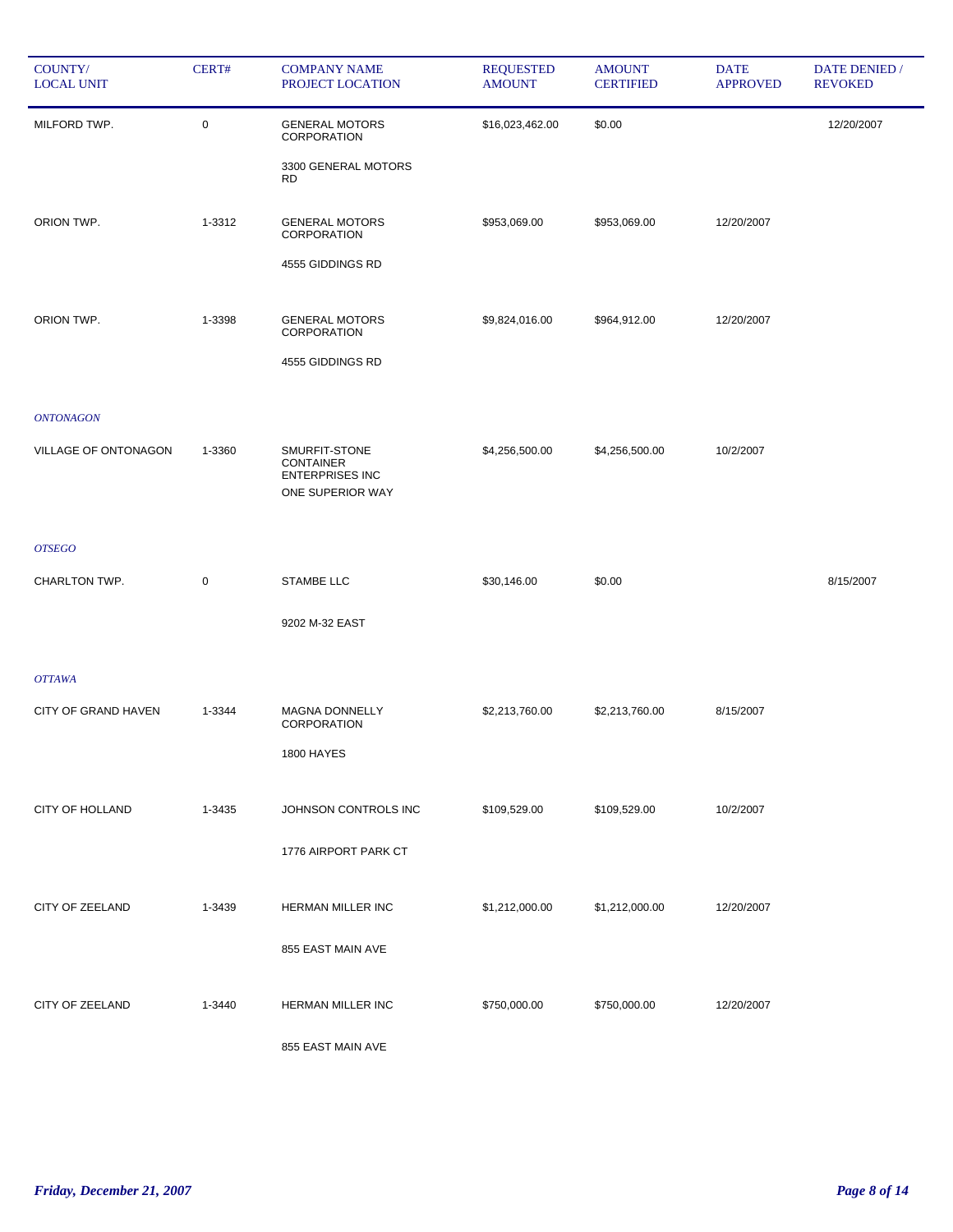| COUNTY/ LOCAL UNIT | CERT# | COMPANY NAME PROJECT LOCATION | REQUESTED AMOUNT | AMOUNT CERTIFIED | DATE APPROVED | DATE DENIED / REVOKED |
|---|---|---|---|---|---|---|
| MILFORD TWP. | 0 | GENERAL MOTORS CORPORATION<br>3300 GENERAL MOTORS RD | $16,023,462.00 | $0.00 | | 12/20/2007 |
| ORION TWP. | 1-3312 | GENERAL MOTORS CORPORATION<br>4555 GIDDINGS RD | $953,069.00 | $953,069.00 | 12/20/2007 | |
| ORION TWP. | 1-3398 | GENERAL MOTORS CORPORATION<br>4555 GIDDINGS RD | $9,824,016.00 | $964,912.00 | 12/20/2007 | |
| *ONTONAGON* | | | | | | |
| VILLAGE OF ONTONAGON | 1-3360 | SMURFIT-STONE CONTAINER ENTERPRISES INC<br>ONE SUPERIOR WAY | $4,256,500.00 | $4,256,500.00 | 10/2/2007 | |
| *OTSEGO* | | | | | | |
| CHARLTON TWP. | 0 | STAMBE LLC<br>9202 M-32 EAST | $30,146.00 | $0.00 | | 8/15/2007 |
| *OTTAWA* | | | | | | |
| CITY OF GRAND HAVEN | 1-3344 | MAGNA DONNELLY CORPORATION<br>1800 HAYES | $2,213,760.00 | $2,213,760.00 | 8/15/2007 | |
| CITY OF HOLLAND | 1-3435 | JOHNSON CONTROLS INC<br>1776 AIRPORT PARK CT | $109,529.00 | $109,529.00 | 10/2/2007 | |
| CITY OF ZEELAND | 1-3439 | HERMAN MILLER INC<br>855 EAST MAIN AVE | $1,212,000.00 | $1,212,000.00 | 12/20/2007 | |
| CITY OF ZEELAND | 1-3440 | HERMAN MILLER INC<br>855 EAST MAIN AVE | $750,000.00 | $750,000.00 | 12/20/2007 | |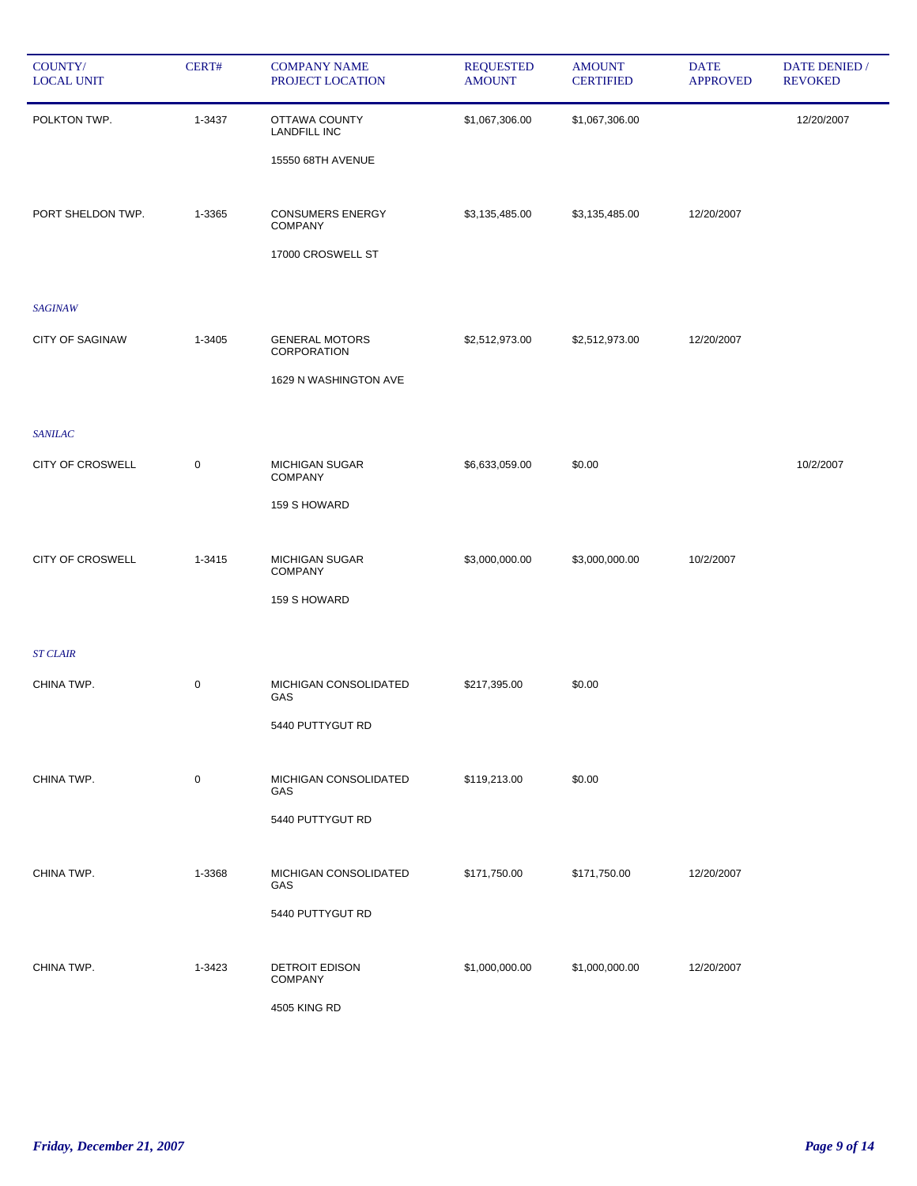| COUNTY/ LOCAL UNIT | CERT# | COMPANY NAME PROJECT LOCATION | REQUESTED AMOUNT | AMOUNT CERTIFIED | DATE APPROVED | DATE DENIED / REVOKED |
|---|---|---|---|---|---|---|
| POLKTON TWP. | 1-3437 | OTTAWA COUNTY LANDFILL INC<br>15550 68TH AVENUE | $1,067,306.00 | $1,067,306.00 | | 12/20/2007 |
| PORT SHELDON TWP. | 1-3365 | CONSUMERS ENERGY COMPANY<br>17000 CROSWELL ST | $3,135,485.00 | $3,135,485.00 | 12/20/2007 | |
| *SAGINAW* | | | | | | |
| CITY OF SAGINAW | 1-3405 | GENERAL MOTORS CORPORATION<br>1629 N WASHINGTON AVE | $2,512,973.00 | $2,512,973.00 | 12/20/2007 | |
| *SANILAC* | | | | | | |
| CITY OF CROSWELL | 0 | MICHIGAN SUGAR COMPANY<br>159 S HOWARD | $6,633,059.00 | $0.00 | | 10/2/2007 |
| CITY OF CROSWELL | 1-3415 | MICHIGAN SUGAR COMPANY<br>159 S HOWARD | $3,000,000.00 | $3,000,000.00 | 10/2/2007 | |
| *ST CLAIR* | | | | | | |
| CHINA TWP. | 0 | MICHIGAN CONSOLIDATED GAS<br>5440 PUTTYGUT RD | $217,395.00 | $0.00 | | |
| CHINA TWP. | 0 | MICHIGAN CONSOLIDATED GAS<br>5440 PUTTYGUT RD | $119,213.00 | $0.00 | | |
| CHINA TWP. | 1-3368 | MICHIGAN CONSOLIDATED GAS<br>5440 PUTTYGUT RD | $171,750.00 | $171,750.00 | 12/20/2007 | |
| CHINA TWP. | 1-3423 | DETROIT EDISON COMPANY<br>4505 KING RD | $1,000,000.00 | $1,000,000.00 | 12/20/2007 | |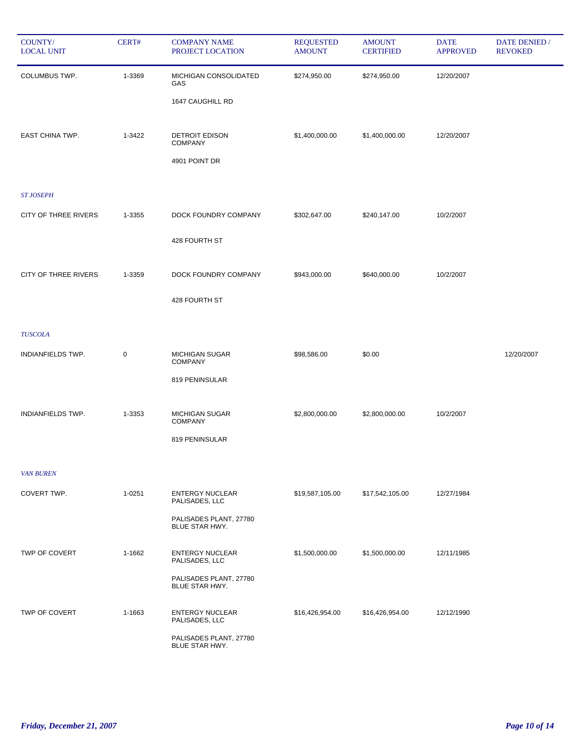| COUNTY/ LOCAL UNIT | CERT# | COMPANY NAME PROJECT LOCATION | REQUESTED AMOUNT | AMOUNT CERTIFIED | DATE APPROVED | DATE DENIED / REVOKED |
|---|---|---|---|---|---|---|
| COLUMBUS TWP. | 1-3369 | MICHIGAN CONSOLIDATED GAS<br>1647 CAUGHILL RD | $274,950.00 | $274,950.00 | 12/20/2007 | |
| EAST CHINA TWP. | 1-3422 | DETROIT EDISON COMPANY<br>4901 POINT DR | $1,400,000.00 | $1,400,000.00 | 12/20/2007 | |
| *ST JOSEPH* | | | | | | |
| CITY OF THREE RIVERS | 1-3355 | DOCK FOUNDRY COMPANY<br>428 FOURTH ST | $302,647.00 | $240,147.00 | 10/2/2007 | |
| CITY OF THREE RIVERS | 1-3359 | DOCK FOUNDRY COMPANY<br>428 FOURTH ST | $943,000.00 | $640,000.00 | 10/2/2007 | |
| *TUSCOLA* | | | | | | |
| INDIANFIELDS TWP. | 0 | MICHIGAN SUGAR COMPANY<br>819 PENINSULAR | $98,586.00 | $0.00 | | 12/20/2007 |
| INDIANFIELDS TWP. | 1-3353 | MICHIGAN SUGAR COMPANY<br>819 PENINSULAR | $2,800,000.00 | $2,800,000.00 | 10/2/2007 | |
| *VAN BUREN* | | | | | | |
| COVERT TWP. | 1-0251 | ENTERGY NUCLEAR PALISADES, LLC<br>PALISADES PLANT, 27780 BLUE STAR HWY. | $19,587,105.00 | $17,542,105.00 | 12/27/1984 | |
| TWP OF COVERT | 1-1662 | ENTERGY NUCLEAR PALISADES, LLC<br>PALISADES PLANT, 27780 BLUE STAR HWY. | $1,500,000.00 | $1,500,000.00 | 12/11/1985 | |
| TWP OF COVERT | 1-1663 | ENTERGY NUCLEAR PALISADES, LLC<br>PALISADES PLANT, 27780 BLUE STAR HWY. | $16,426,954.00 | $16,426,954.00 | 12/12/1990 | |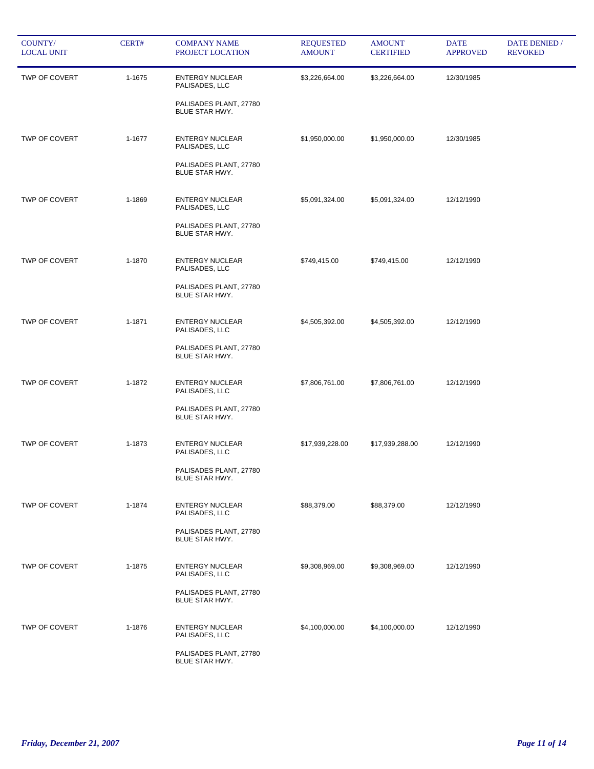| COUNTY/ LOCAL UNIT | CERT# | COMPANY NAME PROJECT LOCATION | REQUESTED AMOUNT | AMOUNT CERTIFIED | DATE APPROVED | DATE DENIED / REVOKED |
|---|---|---|---|---|---|---|
| TWP OF COVERT | 1-1675 | ENTERGY NUCLEAR PALISADES, LLC<br><br>PALISADES PLANT, 27780 BLUE STAR HWY. | $3,226,664.00 | $3,226,664.00 | 12/30/1985 | |
| TWP OF COVERT | 1-1677 | ENTERGY NUCLEAR PALISADES, LLC<br><br>PALISADES PLANT, 27780 BLUE STAR HWY. | $1,950,000.00 | $1,950,000.00 | 12/30/1985 | |
| TWP OF COVERT | 1-1869 | ENTERGY NUCLEAR PALISADES, LLC<br><br>PALISADES PLANT, 27780 BLUE STAR HWY. | $5,091,324.00 | $5,091,324.00 | 12/12/1990 | |
| TWP OF COVERT | 1-1870 | ENTERGY NUCLEAR PALISADES, LLC<br><br>PALISADES PLANT, 27780 BLUE STAR HWY. | $749,415.00 | $749,415.00 | 12/12/1990 | |
| TWP OF COVERT | 1-1871 | ENTERGY NUCLEAR PALISADES, LLC<br><br>PALISADES PLANT, 27780 BLUE STAR HWY. | $4,505,392.00 | $4,505,392.00 | 12/12/1990 | |
| TWP OF COVERT | 1-1872 | ENTERGY NUCLEAR PALISADES, LLC<br><br>PALISADES PLANT, 27780 BLUE STAR HWY. | $7,806,761.00 | $7,806,761.00 | 12/12/1990 | |
| TWP OF COVERT | 1-1873 | ENTERGY NUCLEAR PALISADES, LLC<br><br>PALISADES PLANT, 27780 BLUE STAR HWY. | $17,939,228.00 | $17,939,288.00 | 12/12/1990 | |
| TWP OF COVERT | 1-1874 | ENTERGY NUCLEAR PALISADES, LLC<br><br>PALISADES PLANT, 27780 BLUE STAR HWY. | $88,379.00 | $88,379.00 | 12/12/1990 | |
| TWP OF COVERT | 1-1875 | ENTERGY NUCLEAR PALISADES, LLC<br><br>PALISADES PLANT, 27780 BLUE STAR HWY. | $9,308,969.00 | $9,308,969.00 | 12/12/1990 | |
| TWP OF COVERT | 1-1876 | ENTERGY NUCLEAR PALISADES, LLC<br><br>PALISADES PLANT, 27780 BLUE STAR HWY. | $4,100,000.00 | $4,100,000.00 | 12/12/1990 | |

*Friday, December 21, 2007*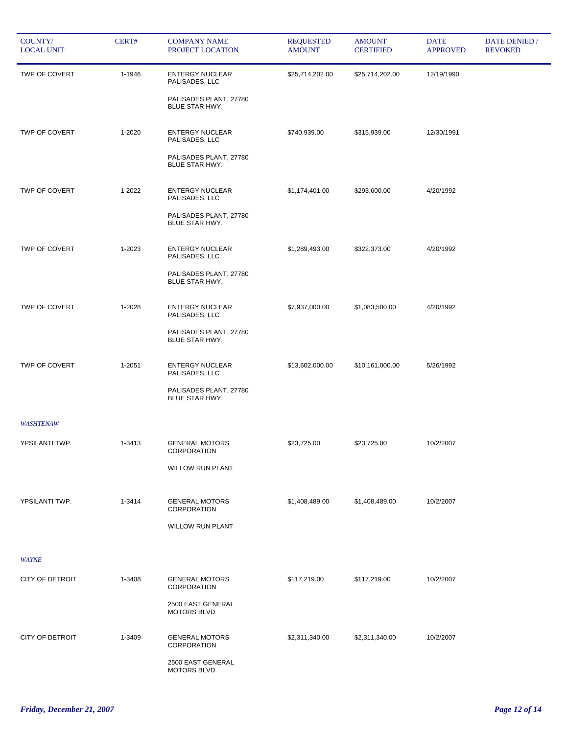| COUNTY/ LOCAL UNIT | CERT# | COMPANY NAME PROJECT LOCATION | REQUESTED AMOUNT | AMOUNT CERTIFIED | DATE APPROVED | DATE DENIED / REVOKED |
|---|---|---|---|---|---|---|
| TWP OF COVERT | 1-1946 | ENTERGY NUCLEAR PALISADES, LLC<br>PALISADES PLANT, 27780 BLUE STAR HWY. | $25,714,202.00 | $25,714,202.00 | 12/19/1990 | |
| TWP OF COVERT | 1-2020 | ENTERGY NUCLEAR PALISADES, LLC<br>PALISADES PLANT, 27780 BLUE STAR HWY. | $740,939.00 | $315,939.00 | 12/30/1991 | |
| TWP OF COVERT | 1-2022 | ENTERGY NUCLEAR PALISADES, LLC<br>PALISADES PLANT, 27780 BLUE STAR HWY. | $1,174,401.00 | $293,600.00 | 4/20/1992 | |
| TWP OF COVERT | 1-2023 | ENTERGY NUCLEAR PALISADES, LLC<br>PALISADES PLANT, 27780 BLUE STAR HWY. | $1,289,493.00 | $322,373.00 | 4/20/1992 | |
| TWP OF COVERT | 1-2028 | ENTERGY NUCLEAR PALISADES, LLC<br>PALISADES PLANT, 27780 BLUE STAR HWY. | $7,937,000.00 | $1,083,500.00 | 4/20/1992 | |
| TWP OF COVERT | 1-2051 | ENTERGY NUCLEAR PALISADES, LLC<br>PALISADES PLANT, 27780 BLUE STAR HWY. | $13,602,000.00 | $10,161,000.00 | 5/26/1992 | |
| *WASHTENAW* | | | | | | |
| YPSILANTI TWP. | 1-3413 | GENERAL MOTORS CORPORATION<br>WILLOW RUN PLANT | $23,725.00 | $23,725.00 | 10/2/2007 | |
| YPSILANTI TWP. | 1-3414 | GENERAL MOTORS CORPORATION<br>WILLOW RUN PLANT | $1,408,489.00 | $1,408,489.00 | 10/2/2007 | |
| *WAYNE* | | | | | | |
| CITY OF DETROIT | 1-3408 | GENERAL MOTORS CORPORATION<br>2500 EAST GENERAL MOTORS BLVD | $117,219.00 | $117,219.00 | 10/2/2007 | |
| CITY OF DETROIT | 1-3409 | GENERAL MOTORS CORPORATION<br>2500 EAST GENERAL MOTORS BLVD | $2,311,340.00 | $2,311,340.00 | 10/2/2007 | |

*Friday, December 21, 2007*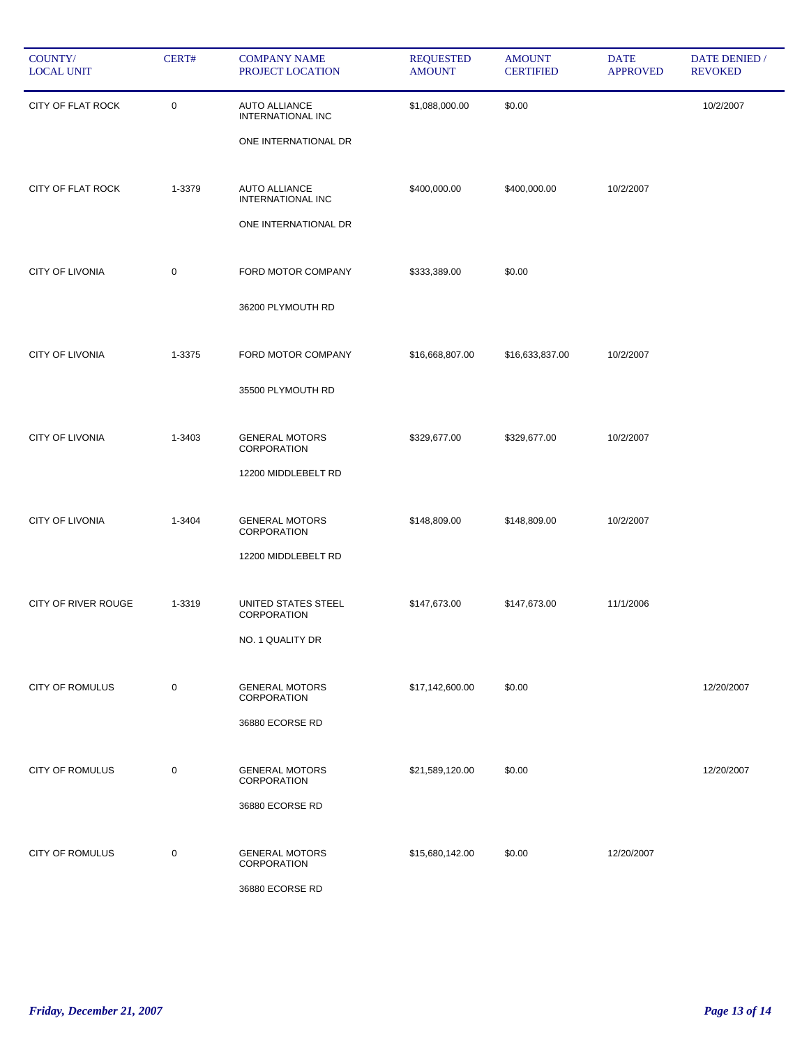| COUNTY/ LOCAL UNIT | CERT# | COMPANY NAME PROJECT LOCATION | REQUESTED AMOUNT | AMOUNT CERTIFIED | DATE APPROVED | DATE DENIED / REVOKED |
|---|---|---|---|---|---|---|
| CITY OF FLAT ROCK | 0 | AUTO ALLIANCE INTERNATIONAL INC<br>ONE INTERNATIONAL DR | $1,088,000.00 | $0.00 | | 10/2/2007 |
| CITY OF FLAT ROCK | 1-3379 | AUTO ALLIANCE INTERNATIONAL INC<br>ONE INTERNATIONAL DR | $400,000.00 | $400,000.00 | 10/2/2007 | |
| CITY OF LIVONIA | 0 | FORD MOTOR COMPANY<br>36200 PLYMOUTH RD | $333,389.00 | $0.00 | | |
| CITY OF LIVONIA | 1-3375 | FORD MOTOR COMPANY<br>35500 PLYMOUTH RD | $16,668,807.00 | $16,633,837.00 | 10/2/2007 | |
| CITY OF LIVONIA | 1-3403 | GENERAL MOTORS CORPORATION<br>12200 MIDDLEBELT RD | $329,677.00 | $329,677.00 | 10/2/2007 | |
| CITY OF LIVONIA | 1-3404 | GENERAL MOTORS CORPORATION<br>12200 MIDDLEBELT RD | $148,809.00 | $148,809.00 | 10/2/2007 | |
| CITY OF RIVER ROUGE | 1-3319 | UNITED STATES STEEL CORPORATION<br>NO. 1 QUALITY DR | $147,673.00 | $147,673.00 | 11/1/2006 | |
| CITY OF ROMULUS | 0 | GENERAL MOTORS CORPORATION<br>36880 ECORSE RD | $17,142,600.00 | $0.00 | | 12/20/2007 |
| CITY OF ROMULUS | 0 | GENERAL MOTORS CORPORATION<br>36880 ECORSE RD | $21,589,120.00 | $0.00 | | 12/20/2007 |
| CITY OF ROMULUS | 0 | GENERAL MOTORS CORPORATION<br>36880 ECORSE RD | $15,680,142.00 | $0.00 | 12/20/2007 | |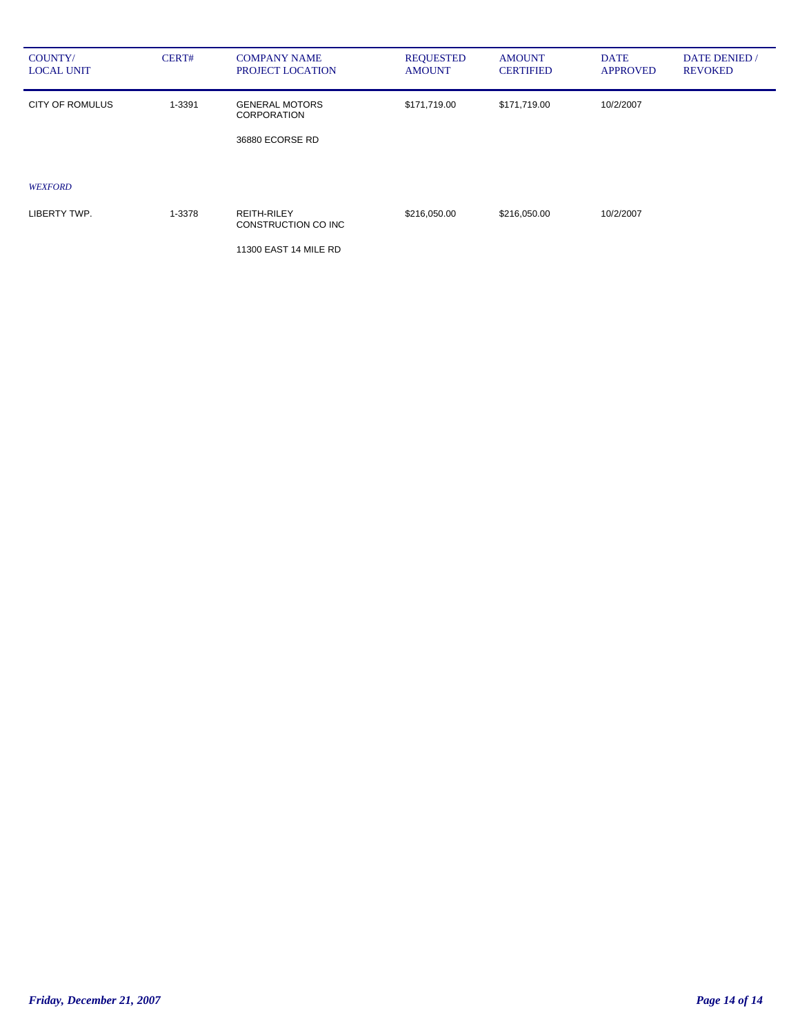| COUNTY/ LOCAL UNIT | CERT# | COMPANY NAME PROJECT LOCATION | REQUESTED AMOUNT | AMOUNT CERTIFIED | DATE APPROVED | DATE DENIED / REVOKED |
|---|---|---|---|---|---|---|
| CITY OF ROMULUS | 1-3391 | GENERAL MOTORS CORPORATION<br><br>36880 ECORSE RD | $171,719.00 | $171,719.00 | 10/2/2007 | |
| *WEXFORD* | | | | | | |
| LIBERTY TWP. | 1-3378 | REITH-RILEY CONSTRUCTION CO INC<br><br>11300 EAST 14 MILE RD | $216,050.00 | $216,050.00 | 10/2/2007 | |

*Friday, December 21, 2007*